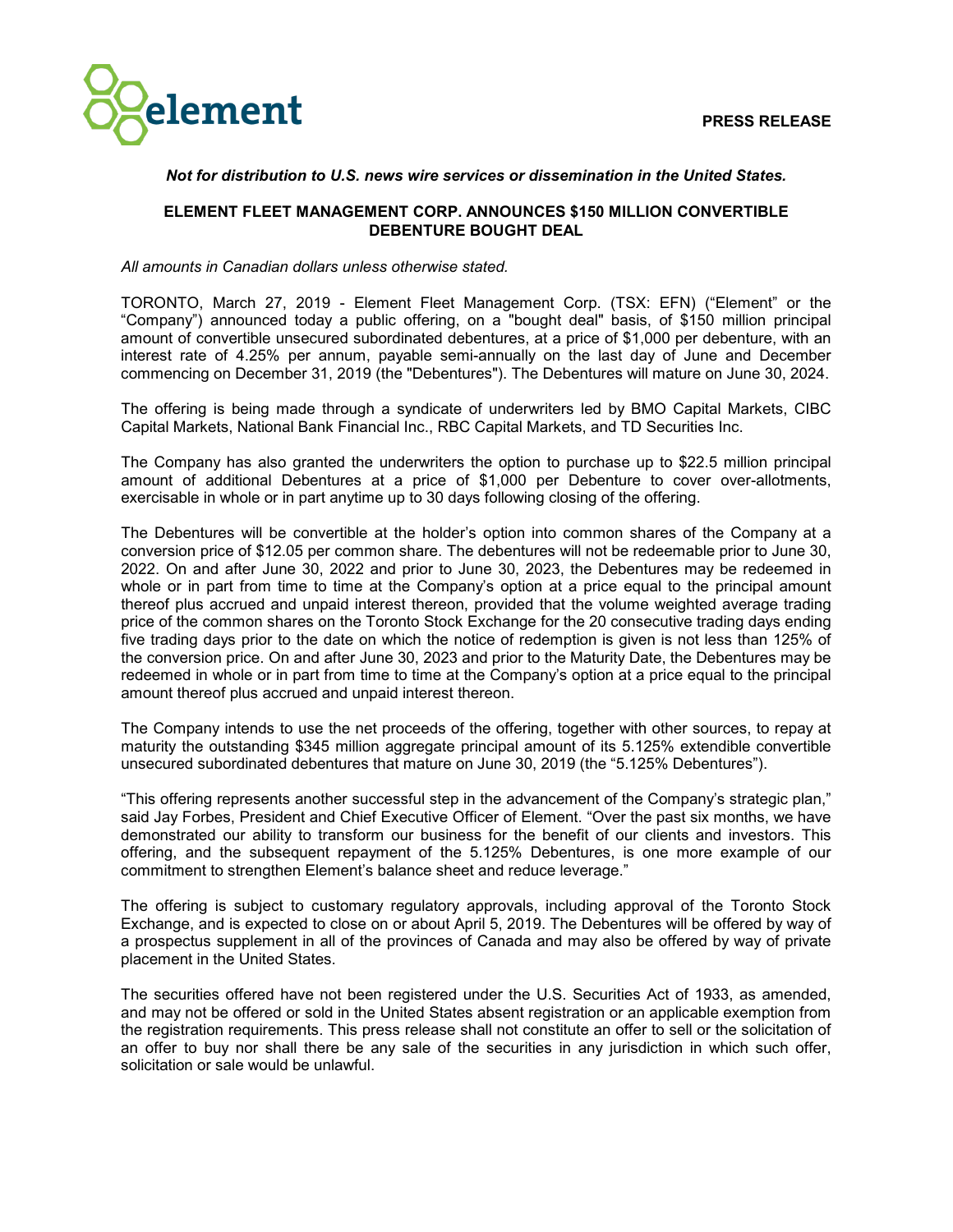**PRESS RELEASE**

***Not for distribution to U.S. news wire services or dissemination in the United States.***

# ELEMENT FLEET MANAGEMENT CORP. ANNOUNCES $150 MILLION CONVERTIBLE DEBENTURE BOUGHT DEAL

*All amounts in Canadian dollars unless otherwise stated.*

TORONTO, March 27, 2019 - Element Fleet Management Corp. (TSX: EFN) ("Element" or the "Company") announced today a public offering, on a "bought deal" basis, of $150 million principal amount of convertible unsecured subordinated debentures, at a price of $1,000 per debenture, with an interest rate of 4.25% per annum, payable semi-annually on the last day of June and December commencing on December 31, 2019 (the "Debentures"). The Debentures will mature on June 30, 2024.

The offering is being made through a syndicate of underwriters led by BMO Capital Markets, CIBC Capital Markets, National Bank Financial Inc., RBC Capital Markets, and TD Securities Inc.

The Company has also granted the underwriters the option to purchase up to $22.5 million principal amount of additional Debentures at a price of $1,000 per Debenture to cover over-allotments, exercisable in whole or in part anytime up to 30 days following closing of the offering.

The Debentures will be convertible at the holder's option into common shares of the Company at a conversion price of $12.05 per common share. The debentures will not be redeemable prior to June 30, 2022. On and after June 30, 2022 and prior to June 30, 2023, the Debentures may be redeemed in whole or in part from time to time at the Company's option at a price equal to the principal amount thereof plus accrued and unpaid interest thereon, provided that the volume weighted average trading price of the common shares on the Toronto Stock Exchange for the 20 consecutive trading days ending five trading days prior to the date on which the notice of redemption is given is not less than 125% of the conversion price. On and after June 30, 2023 and prior to the Maturity Date, the Debentures may be redeemed in whole or in part from time to time at the Company's option at a price equal to the principal amount thereof plus accrued and unpaid interest thereon.

The Company intends to use the net proceeds of the offering, together with other sources, to repay at maturity the outstanding $345 million aggregate principal amount of its 5.125% extendible convertible unsecured subordinated debentures that mature on June 30, 2019 (the "5.125% Debentures").

"This offering represents another successful step in the advancement of the Company's strategic plan," said Jay Forbes, President and Chief Executive Officer of Element. "Over the past six months, we have demonstrated our ability to transform our business for the benefit of our clients and investors. This offering, and the subsequent repayment of the 5.125% Debentures, is one more example of our commitment to strengthen Element's balance sheet and reduce leverage."

The offering is subject to customary regulatory approvals, including approval of the Toronto Stock Exchange, and is expected to close on or about April 5, 2019. The Debentures will be offered by way of a prospectus supplement in all of the provinces of Canada and may also be offered by way of private placement in the United States.

The securities offered have not been registered under the U.S. Securities Act of 1933, as amended, and may not be offered or sold in the United States absent registration or an applicable exemption from the registration requirements. This press release shall not constitute an offer to sell or the solicitation of an offer to buy nor shall there be any sale of the securities in any jurisdiction in which such offer, solicitation or sale would be unlawful.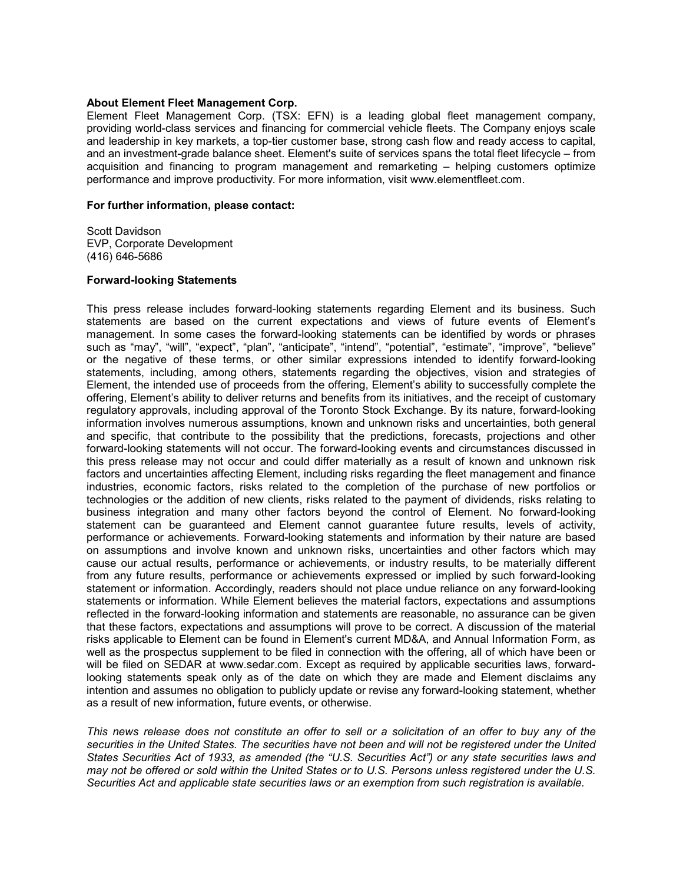**About Element Fleet Management Corp.**

Element Fleet Management Corp. (TSX: EFN) is a leading global fleet management company, providing world-class services and financing for commercial vehicle fleets. The Company enjoys scale and leadership in key markets, a top-tier customer base, strong cash flow and ready access to capital, and an investment-grade balance sheet. Element's suite of services spans the total fleet lifecycle – from acquisition and financing to program management and remarketing – helping customers optimize performance and improve productivity. For more information, visit www.elementfleet.com.

**For further information, please contact:**

Scott Davidson
EVP, Corporate Development
(416) 646-5686

**Forward-looking Statements**

This press release includes forward-looking statements regarding Element and its business. Such statements are based on the current expectations and views of future events of Element's management. In some cases the forward-looking statements can be identified by words or phrases such as "may", "will", "expect", "plan", "anticipate", "intend", "potential", "estimate", "improve", "believe" or the negative of these terms, or other similar expressions intended to identify forward-looking statements, including, among others, statements regarding the objectives, vision and strategies of Element, the intended use of proceeds from the offering, Element's ability to successfully complete the offering, Element's ability to deliver returns and benefits from its initiatives, and the receipt of customary regulatory approvals, including approval of the Toronto Stock Exchange. By its nature, forward-looking information involves numerous assumptions, known and unknown risks and uncertainties, both general and specific, that contribute to the possibility that the predictions, forecasts, projections and other forward-looking statements will not occur. The forward-looking events and circumstances discussed in this press release may not occur and could differ materially as a result of known and unknown risk factors and uncertainties affecting Element, including risks regarding the fleet management and finance industries, economic factors, risks related to the completion of the purchase of new portfolios or technologies or the addition of new clients, risks related to the payment of dividends, risks relating to business integration and many other factors beyond the control of Element. No forward-looking statement can be guaranteed and Element cannot guarantee future results, levels of activity, performance or achievements. Forward-looking statements and information by their nature are based on assumptions and involve known and unknown risks, uncertainties and other factors which may cause our actual results, performance or achievements, or industry results, to be materially different from any future results, performance or achievements expressed or implied by such forward-looking statement or information. Accordingly, readers should not place undue reliance on any forward-looking statements or information. While Element believes the material factors, expectations and assumptions reflected in the forward-looking information and statements are reasonable, no assurance can be given that these factors, expectations and assumptions will prove to be correct. A discussion of the material risks applicable to Element can be found in Element's current MD&A, and Annual Information Form, as well as the prospectus supplement to be filed in connection with the offering, all of which have been or will be filed on SEDAR at www.sedar.com. Except as required by applicable securities laws, forward-looking statements speak only as of the date on which they are made and Element disclaims any intention and assumes no obligation to publicly update or revise any forward-looking statement, whether as a result of new information, future events, or otherwise.

*This news release does not constitute an offer to sell or a solicitation of an offer to buy any of the securities in the United States. The securities have not been and will not be registered under the United States Securities Act of 1933, as amended (the "U.S. Securities Act") or any state securities laws and may not be offered or sold within the United States or to U.S. Persons unless registered under the U.S. Securities Act and applicable state securities laws or an exemption from such registration is available.*